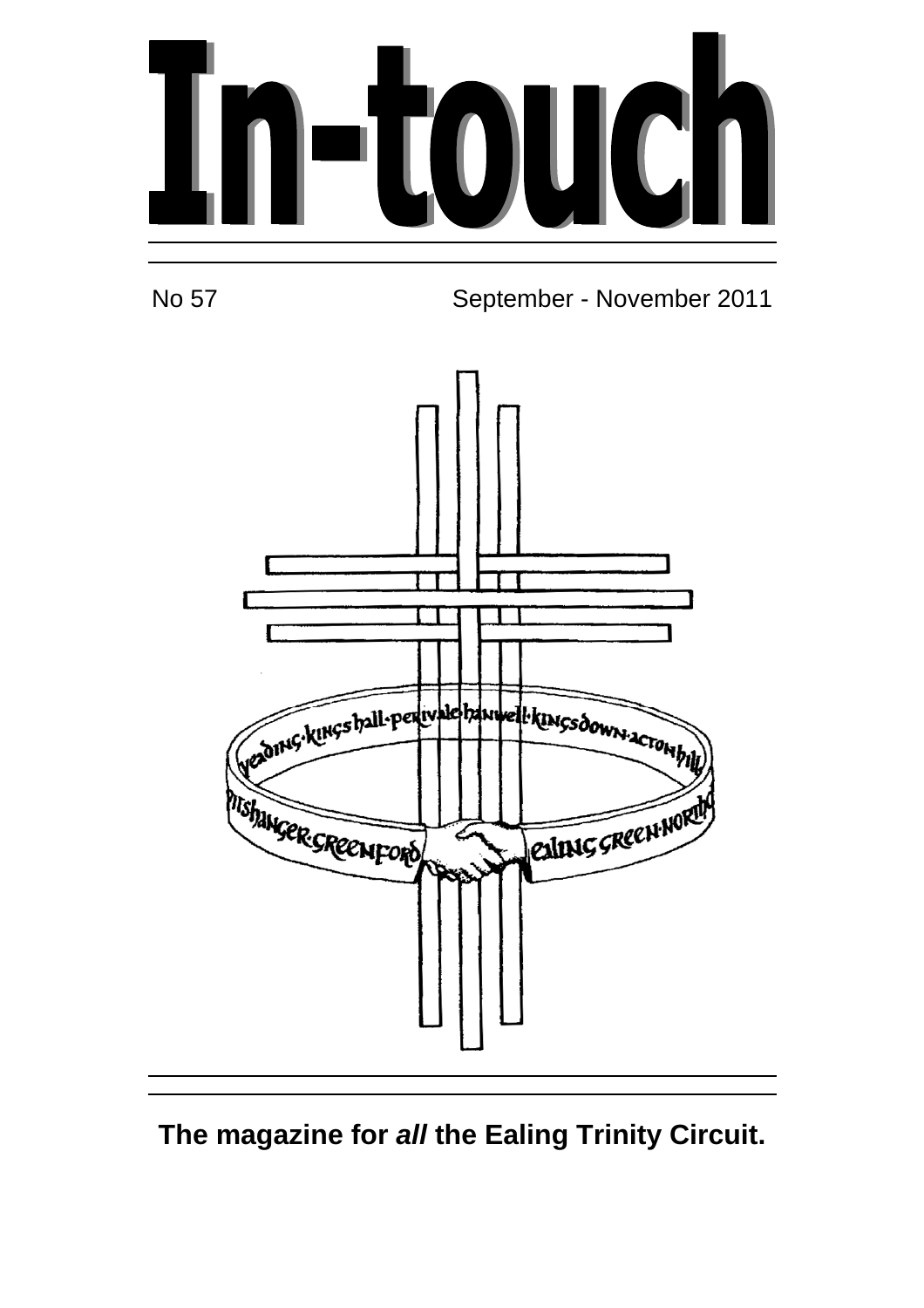# In-touch

No 57 September - November 2011

**The magazine for *all* the Ealing Trinity Circuit.**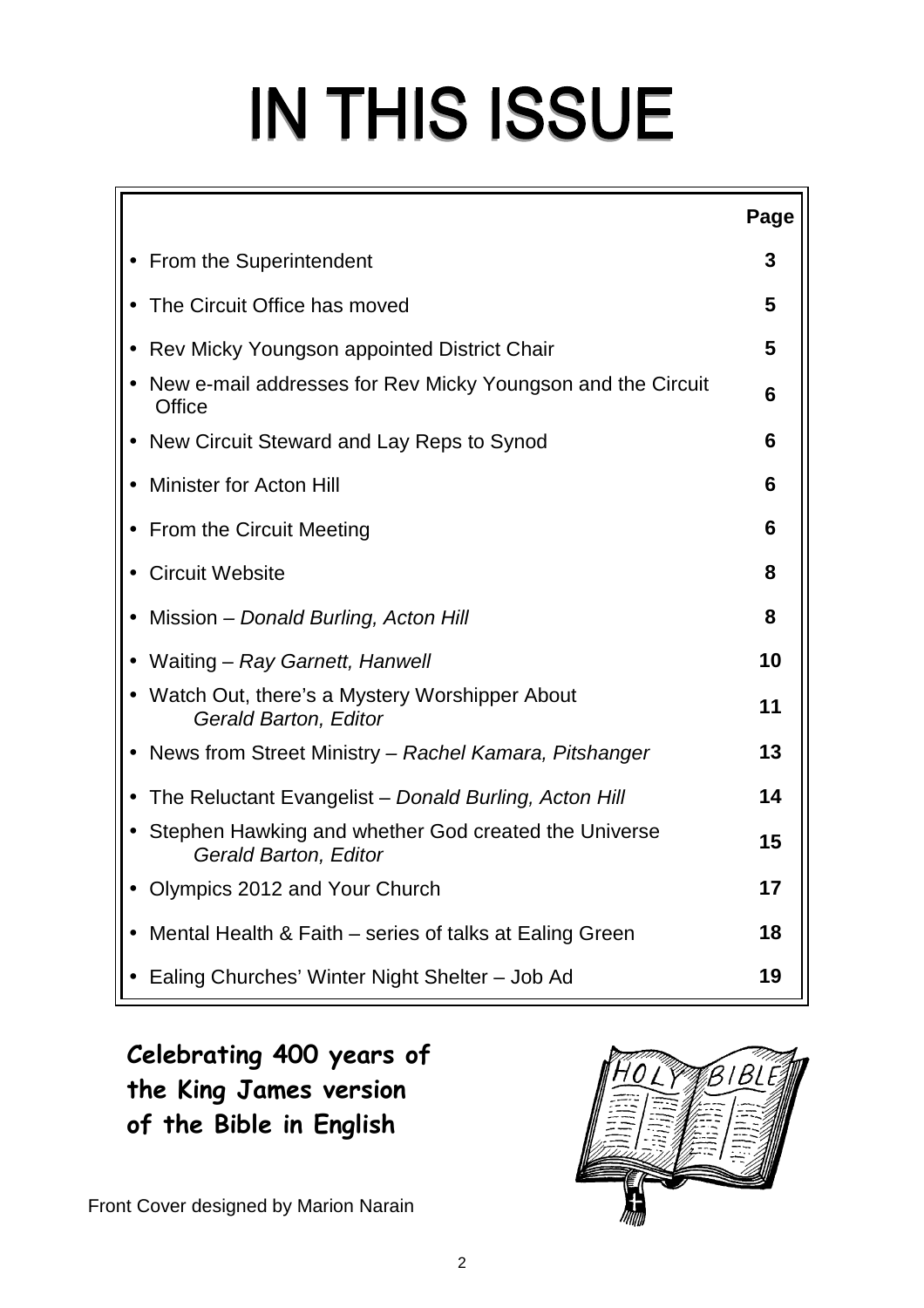# IN THIS ISSUE

| | Page |
|---|---|
| • From the Superintendent | 3 |
| • The Circuit Office has moved | 5 |
| • Rev Micky Youngson appointed District Chair | 5 |
| • New e-mail addresses for Rev Micky Youngson and the Circuit Office | 6 |
| • New Circuit Steward and Lay Reps to Synod | 6 |
| • Minister for Acton Hill | 6 |
| • From the Circuit Meeting | 6 |
| • Circuit Website | 8 |
| • Mission – *Donald Burling, Acton Hill* | 8 |
| • Waiting – *Ray Garnett, Hanwell* | 10 |
| • Watch Out, there's a Mystery Worshipper About *Gerald Barton, Editor* | 11 |
| • News from Street Ministry – *Rachel Kamara, Pitshanger* | 13 |
| • The Reluctant Evangelist – *Donald Burling, Acton Hill* | 14 |
| • Stephen Hawking and whether God created the Universe *Gerald Barton, Editor* | 15 |
| • Olympics 2012 and Your Church | 17 |
| • Mental Health & Faith – series of talks at Ealing Green | 18 |
| • Ealing Churches' Winter Night Shelter – Job Ad | 19 |

**Celebrating 400 years of the King James version of the Bible in English**

Front Cover designed by Marion Narain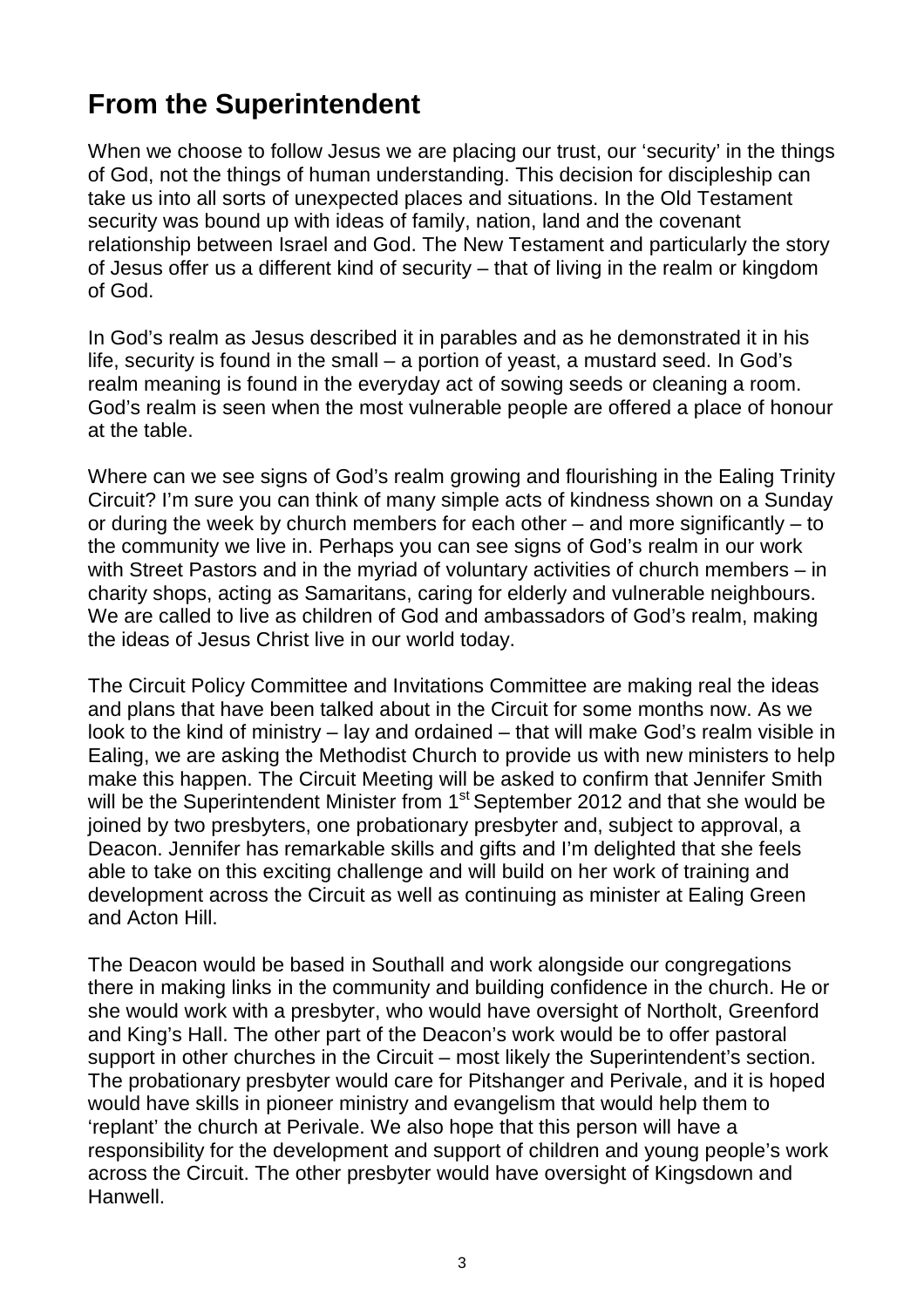## From the Superintendent

When we choose to follow Jesus we are placing our trust, our 'security' in the things of God, not the things of human understanding. This decision for discipleship can take us into all sorts of unexpected places and situations. In the Old Testament security was bound up with ideas of family, nation, land and the covenant relationship between Israel and God. The New Testament and particularly the story of Jesus offer us a different kind of security – that of living in the realm or kingdom of God.

In God's realm as Jesus described it in parables and as he demonstrated it in his life, security is found in the small – a portion of yeast, a mustard seed. In God's realm meaning is found in the everyday act of sowing seeds or cleaning a room. God's realm is seen when the most vulnerable people are offered a place of honour at the table.

Where can we see signs of God's realm growing and flourishing in the Ealing Trinity Circuit? I'm sure you can think of many simple acts of kindness shown on a Sunday or during the week by church members for each other – and more significantly – to the community we live in. Perhaps you can see signs of God's realm in our work with Street Pastors and in the myriad of voluntary activities of church members – in charity shops, acting as Samaritans, caring for elderly and vulnerable neighbours. We are called to live as children of God and ambassadors of God's realm, making the ideas of Jesus Christ live in our world today.

The Circuit Policy Committee and Invitations Committee are making real the ideas and plans that have been talked about in the Circuit for some months now. As we look to the kind of ministry – lay and ordained – that will make God's realm visible in Ealing, we are asking the Methodist Church to provide us with new ministers to help make this happen. The Circuit Meeting will be asked to confirm that Jennifer Smith will be the Superintendent Minister from 1st September 2012 and that she would be joined by two presbyters, one probationary presbyter and, subject to approval, a Deacon. Jennifer has remarkable skills and gifts and I'm delighted that she feels able to take on this exciting challenge and will build on her work of training and development across the Circuit as well as continuing as minister at Ealing Green and Acton Hill.

The Deacon would be based in Southall and work alongside our congregations there in making links in the community and building confidence in the church. He or she would work with a presbyter, who would have oversight of Northolt, Greenford and King's Hall. The other part of the Deacon's work would be to offer pastoral support in other churches in the Circuit – most likely the Superintendent's section. The probationary presbyter would care for Pitshanger and Perivale, and it is hoped would have skills in pioneer ministry and evangelism that would help them to 'replant' the church at Perivale. We also hope that this person will have a responsibility for the development and support of children and young people's work across the Circuit. The other presbyter would have oversight of Kingsdown and Hanwell.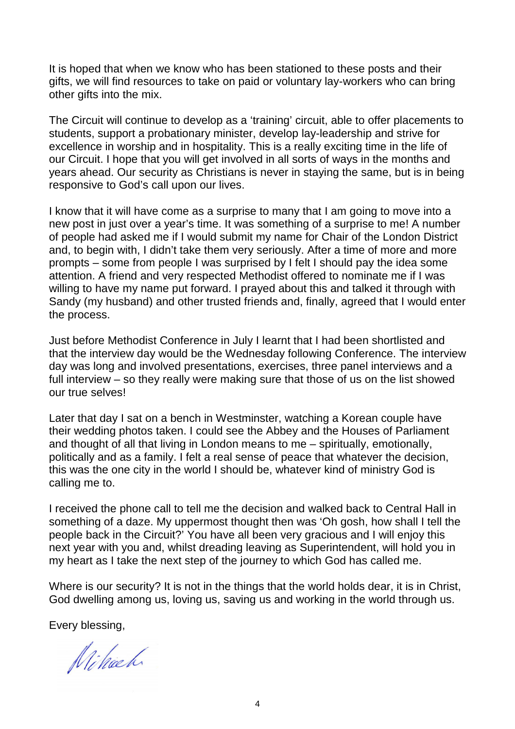It is hoped that when we know who has been stationed to these posts and their gifts, we will find resources to take on paid or voluntary lay-workers who can bring other gifts into the mix.

The Circuit will continue to develop as a 'training' circuit, able to offer placements to students, support a probationary minister, develop lay-leadership and strive for excellence in worship and in hospitality. This is a really exciting time in the life of our Circuit. I hope that you will get involved in all sorts of ways in the months and years ahead. Our security as Christians is never in staying the same, but is in being responsive to God's call upon our lives.

I know that it will have come as a surprise to many that I am going to move into a new post in just over a year's time. It was something of a surprise to me! A number of people had asked me if I would submit my name for Chair of the London District and, to begin with, I didn't take them very seriously. After a time of more and more prompts – some from people I was surprised by I felt I should pay the idea some attention. A friend and very respected Methodist offered to nominate me if I was willing to have my name put forward. I prayed about this and talked it through with Sandy (my husband) and other trusted friends and, finally, agreed that I would enter the process.

Just before Methodist Conference in July I learnt that I had been shortlisted and that the interview day would be the Wednesday following Conference. The interview day was long and involved presentations, exercises, three panel interviews and a full interview – so they really were making sure that those of us on the list showed our true selves!

Later that day I sat on a bench in Westminster, watching a Korean couple have their wedding photos taken. I could see the Abbey and the Houses of Parliament and thought of all that living in London means to me – spiritually, emotionally, politically and as a family. I felt a real sense of peace that whatever the decision, this was the one city in the world I should be, whatever kind of ministry God is calling me to.

I received the phone call to tell me the decision and walked back to Central Hall in something of a daze. My uppermost thought then was 'Oh gosh, how shall I tell the people back in the Circuit?' You have all been very gracious and I will enjoy this next year with you and, whilst dreading leaving as Superintendent, will hold you in my heart as I take the next step of the journey to which God has called me.

Where is our security? It is not in the things that the world holds dear, it is in Christ, God dwelling among us, loving us, saving us and working in the world through us.

Every blessing,

Michaela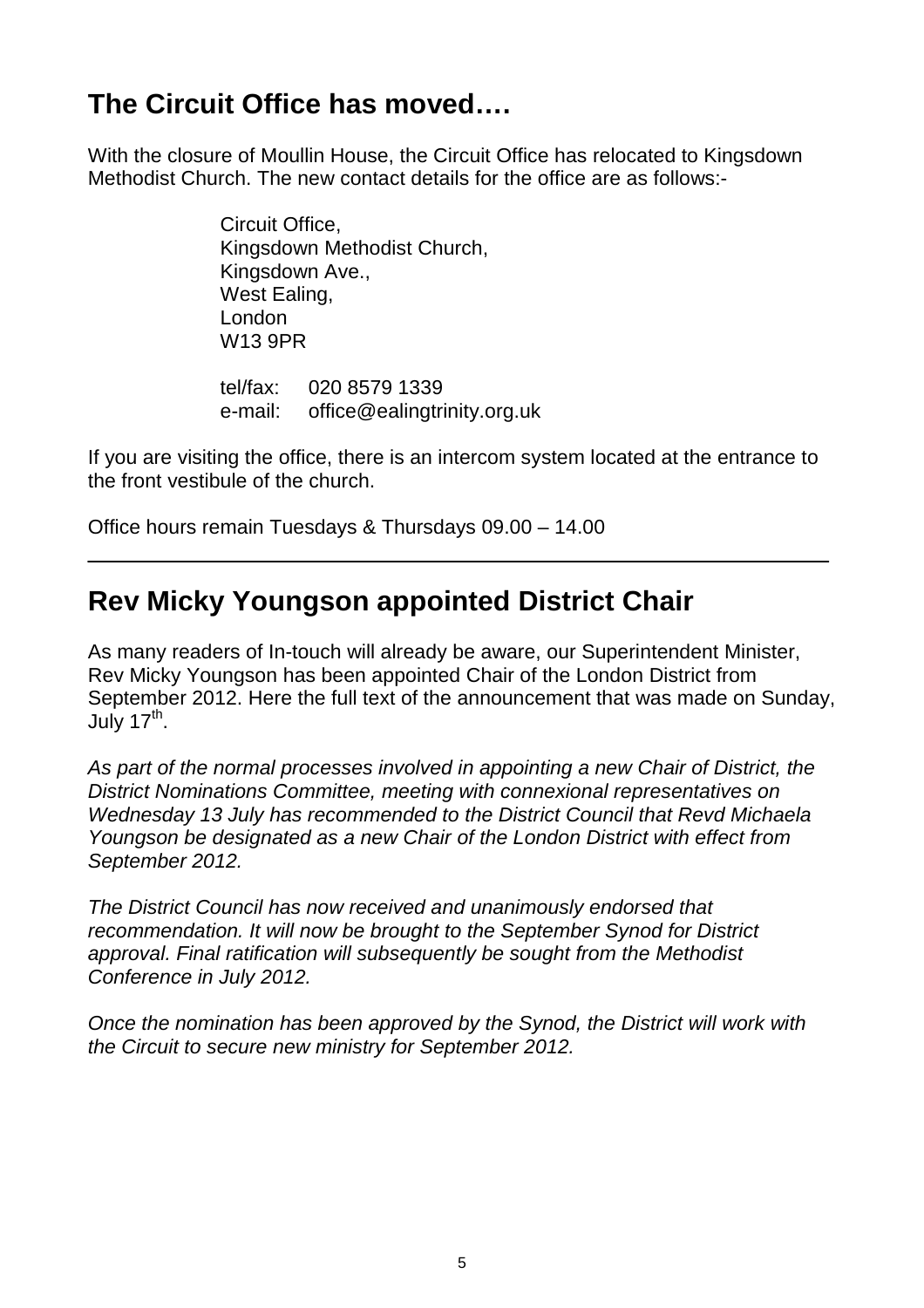## The Circuit Office has moved….

With the closure of Moullin House, the Circuit Office has relocated to Kingsdown Methodist Church. The new contact details for the office are as follows:-

Circuit Office,
Kingsdown Methodist Church,
Kingsdown Ave.,
West Ealing,
London
W13 9PR

tel/fax: 020 8579 1339
e-mail: office@ealingtrinity.org.uk

If you are visiting the office, there is an intercom system located at the entrance to the front vestibule of the church.

Office hours remain Tuesdays & Thursdays 09.00 – 14.00

---

## Rev Micky Youngson appointed District Chair

As many readers of In-touch will already be aware, our Superintendent Minister, Rev Micky Youngson has been appointed Chair of the London District from September 2012. Here the full text of the announcement that was made on Sunday, July 17th.

*As part of the normal processes involved in appointing a new Chair of District, the District Nominations Committee, meeting with connexional representatives on Wednesday 13 July has recommended to the District Council that Revd Michaela Youngson be designated as a new Chair of the London District with effect from September 2012.*

*The District Council has now received and unanimously endorsed that recommendation. It will now be brought to the September Synod for District approval. Final ratification will subsequently be sought from the Methodist Conference in July 2012.*

*Once the nomination has been approved by the Synod, the District will work with the Circuit to secure new ministry for September 2012.*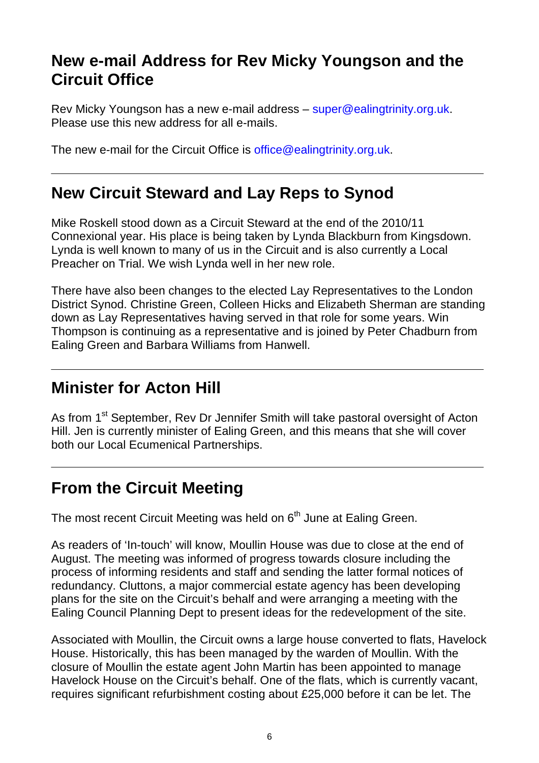## New e-mail Address for Rev Micky Youngson and the Circuit Office

Rev Micky Youngson has a new e-mail address – super@ealingtrinity.org.uk. Please use this new address for all e-mails.

The new e-mail for the Circuit Office is office@ealingtrinity.org.uk.

---

## New Circuit Steward and Lay Reps to Synod

Mike Roskell stood down as a Circuit Steward at the end of the 2010/11 Connexional year. His place is being taken by Lynda Blackburn from Kingsdown. Lynda is well known to many of us in the Circuit and is also currently a Local Preacher on Trial. We wish Lynda well in her new role.

There have also been changes to the elected Lay Representatives to the London District Synod. Christine Green, Colleen Hicks and Elizabeth Sherman are standing down as Lay Representatives having served in that role for some years. Win Thompson is continuing as a representative and is joined by Peter Chadburn from Ealing Green and Barbara Williams from Hanwell.

---

## Minister for Acton Hill

As from 1st September, Rev Dr Jennifer Smith will take pastoral oversight of Acton Hill. Jen is currently minister of Ealing Green, and this means that she will cover both our Local Ecumenical Partnerships.

---

## From the Circuit Meeting

The most recent Circuit Meeting was held on 6th June at Ealing Green.

As readers of 'In-touch' will know, Moullin House was due to close at the end of August. The meeting was informed of progress towards closure including the process of informing residents and staff and sending the latter formal notices of redundancy. Cluttons, a major commercial estate agency has been developing plans for the site on the Circuit's behalf and were arranging a meeting with the Ealing Council Planning Dept to present ideas for the redevelopment of the site.

Associated with Moullin, the Circuit owns a large house converted to flats, Havelock House. Historically, this has been managed by the warden of Moullin. With the closure of Moullin the estate agent John Martin has been appointed to manage Havelock House on the Circuit's behalf. One of the flats, which is currently vacant, requires significant refurbishment costing about £25,000 before it can be let. The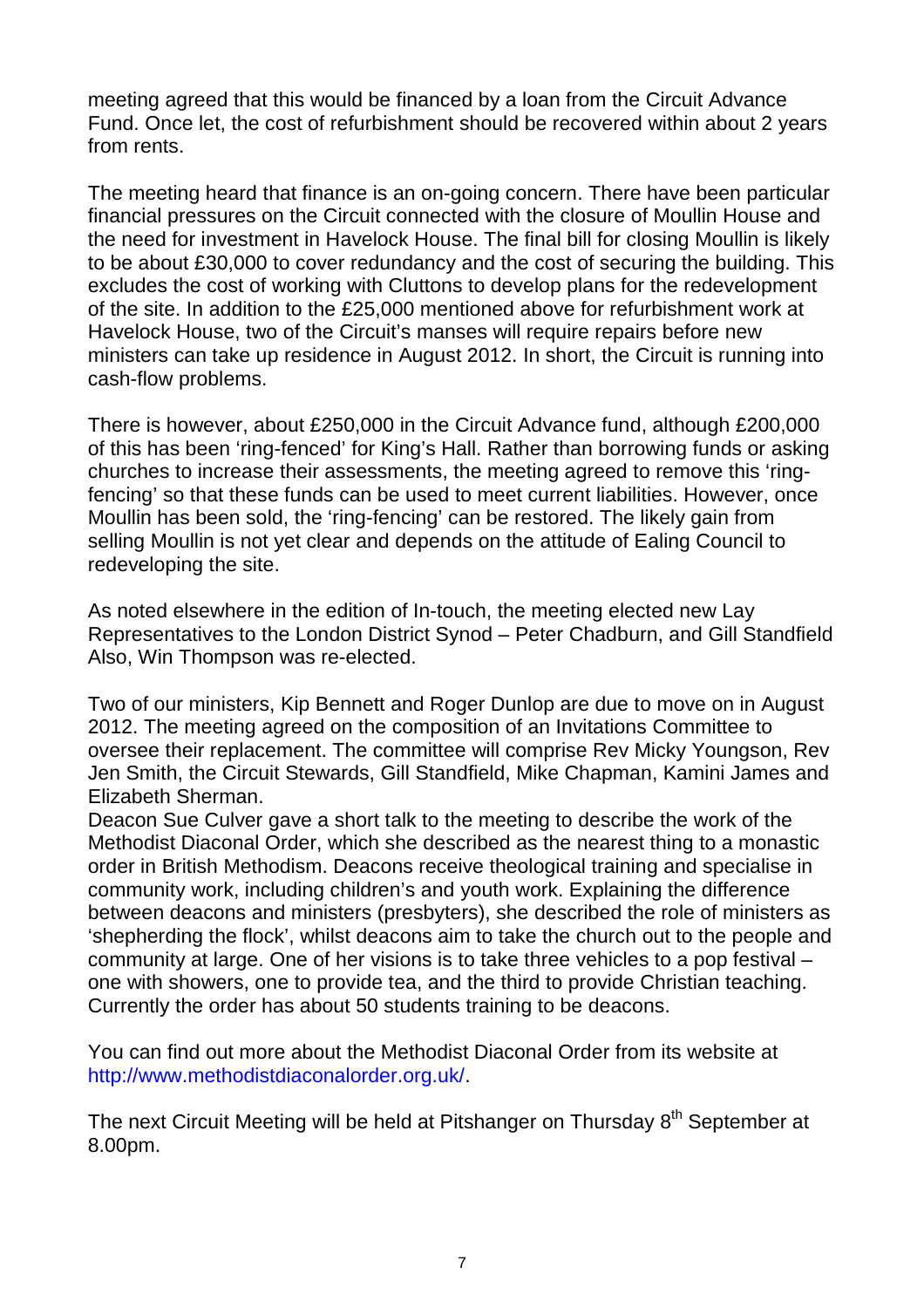meeting agreed that this would be financed by a loan from the Circuit Advance Fund. Once let, the cost of refurbishment should be recovered within about 2 years from rents.

The meeting heard that finance is an on-going concern. There have been particular financial pressures on the Circuit connected with the closure of Moullin House and the need for investment in Havelock House. The final bill for closing Moullin is likely to be about £30,000 to cover redundancy and the cost of securing the building. This excludes the cost of working with Cluttons to develop plans for the redevelopment of the site. In addition to the £25,000 mentioned above for refurbishment work at Havelock House, two of the Circuit's manses will require repairs before new ministers can take up residence in August 2012. In short, the Circuit is running into cash-flow problems.

There is however, about £250,000 in the Circuit Advance fund, although £200,000 of this has been 'ring-fenced' for King's Hall. Rather than borrowing funds or asking churches to increase their assessments, the meeting agreed to remove this 'ring-fencing' so that these funds can be used to meet current liabilities. However, once Moullin has been sold, the 'ring-fencing' can be restored. The likely gain from selling Moullin is not yet clear and depends on the attitude of Ealing Council to redeveloping the site.

As noted elsewhere in the edition of In-touch, the meeting elected new Lay Representatives to the London District Synod – Peter Chadburn, and Gill Standfield Also, Win Thompson was re-elected.

Two of our ministers, Kip Bennett and Roger Dunlop are due to move on in August 2012. The meeting agreed on the composition of an Invitations Committee to oversee their replacement. The committee will comprise Rev Micky Youngson, Rev Jen Smith, the Circuit Stewards, Gill Standfield, Mike Chapman, Kamini James and Elizabeth Sherman.

Deacon Sue Culver gave a short talk to the meeting to describe the work of the Methodist Diaconal Order, which she described as the nearest thing to a monastic order in British Methodism. Deacons receive theological training and specialise in community work, including children's and youth work. Explaining the difference between deacons and ministers (presbyters), she described the role of ministers as 'shepherding the flock', whilst deacons aim to take the church out to the people and community at large. One of her visions is to take three vehicles to a pop festival – one with showers, one to provide tea, and the third to provide Christian teaching. Currently the order has about 50 students training to be deacons.

You can find out more about the Methodist Diaconal Order from its website at http://www.methodistdiaconalorder.org.uk/.

The next Circuit Meeting will be held at Pitshanger on Thursday 8th September at 8.00pm.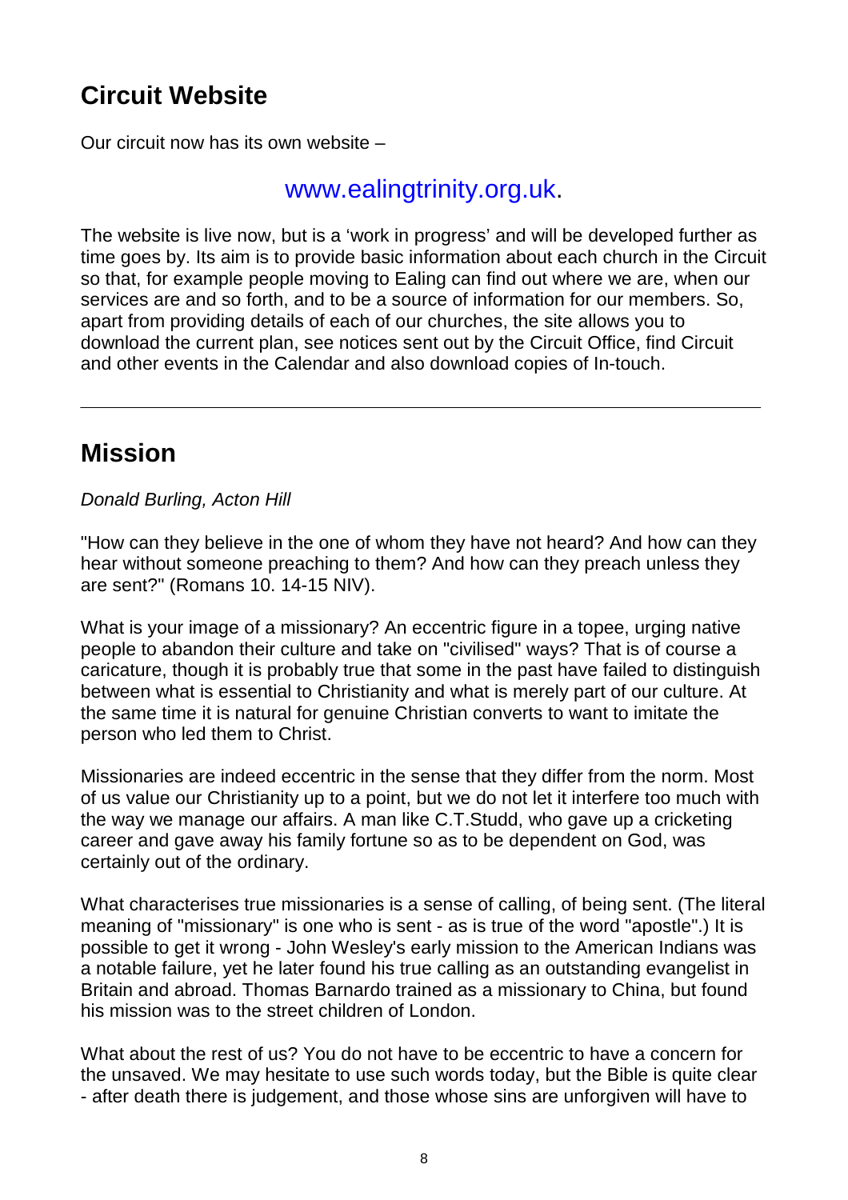## Circuit Website

Our circuit now has its own website –

www.ealingtrinity.org.uk.

The website is live now, but is a 'work in progress' and will be developed further as time goes by. Its aim is to provide basic information about each church in the Circuit so that, for example people moving to Ealing can find out where we are, when our services are and so forth, and to be a source of information for our members. So, apart from providing details of each of our churches, the site allows you to download the current plan, see notices sent out by the Circuit Office, find Circuit and other events in the Calendar and also download copies of In-touch.

---

## Mission

*Donald Burling, Acton Hill*

"How can they believe in the one of whom they have not heard? And how can they hear without someone preaching to them? And how can they preach unless they are sent?" (Romans 10. 14-15 NIV).

What is your image of a missionary? An eccentric figure in a topee, urging native people to abandon their culture and take on "civilised" ways? That is of course a caricature, though it is probably true that some in the past have failed to distinguish between what is essential to Christianity and what is merely part of our culture. At the same time it is natural for genuine Christian converts to want to imitate the person who led them to Christ.

Missionaries are indeed eccentric in the sense that they differ from the norm. Most of us value our Christianity up to a point, but we do not let it interfere too much with the way we manage our affairs. A man like C.T.Studd, who gave up a cricketing career and gave away his family fortune so as to be dependent on God, was certainly out of the ordinary.

What characterises true missionaries is a sense of calling, of being sent. (The literal meaning of "missionary" is one who is sent - as is true of the word "apostle".) It is possible to get it wrong - John Wesley's early mission to the American Indians was a notable failure, yet he later found his true calling as an outstanding evangelist in Britain and abroad. Thomas Barnardo trained as a missionary to China, but found his mission was to the street children of London.

What about the rest of us? You do not have to be eccentric to have a concern for the unsaved. We may hesitate to use such words today, but the Bible is quite clear - after death there is judgement, and those whose sins are unforgiven will have to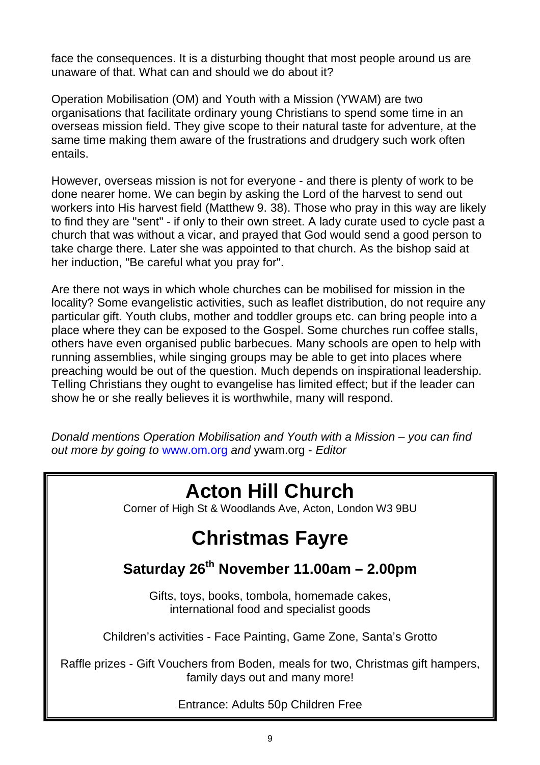face the consequences. It is a disturbing thought that most people around us are unaware of that. What can and should we do about it?

Operation Mobilisation (OM) and Youth with a Mission (YWAM) are two organisations that facilitate ordinary young Christians to spend some time in an overseas mission field. They give scope to their natural taste for adventure, at the same time making them aware of the frustrations and drudgery such work often entails.

However, overseas mission is not for everyone - and there is plenty of work to be done nearer home. We can begin by asking the Lord of the harvest to send out workers into His harvest field (Matthew 9. 38). Those who pray in this way are likely to find they are "sent" - if only to their own street. A lady curate used to cycle past a church that was without a vicar, and prayed that God would send a good person to take charge there. Later she was appointed to that church. As the bishop said at her induction, "Be careful what you pray for".

Are there not ways in which whole churches can be mobilised for mission in the locality? Some evangelistic activities, such as leaflet distribution, do not require any particular gift. Youth clubs, mother and toddler groups etc. can bring people into a place where they can be exposed to the Gospel. Some churches run coffee stalls, others have even organised public barbecues. Many schools are open to help with running assemblies, while singing groups may be able to get into places where preaching would be out of the question. Much depends on inspirational leadership. Telling Christians they ought to evangelise has limited effect; but if the leader can show he or she really believes it is worthwhile, many will respond.

*Donald mentions Operation Mobilisation and Youth with a Mission – you can find out more by going to* www.om.org *and* ywam.org - *Editor*

# Acton Hill Church

Corner of High St & Woodlands Ave, Acton, London W3 9BU

# Christmas Fayre

## Saturday 26th November 11.00am – 2.00pm

Gifts, toys, books, tombola, homemade cakes, international food and specialist goods

Children's activities - Face Painting, Game Zone, Santa's Grotto

Raffle prizes - Gift Vouchers from Boden, meals for two, Christmas gift hampers, family days out and many more!

Entrance: Adults 50p Children Free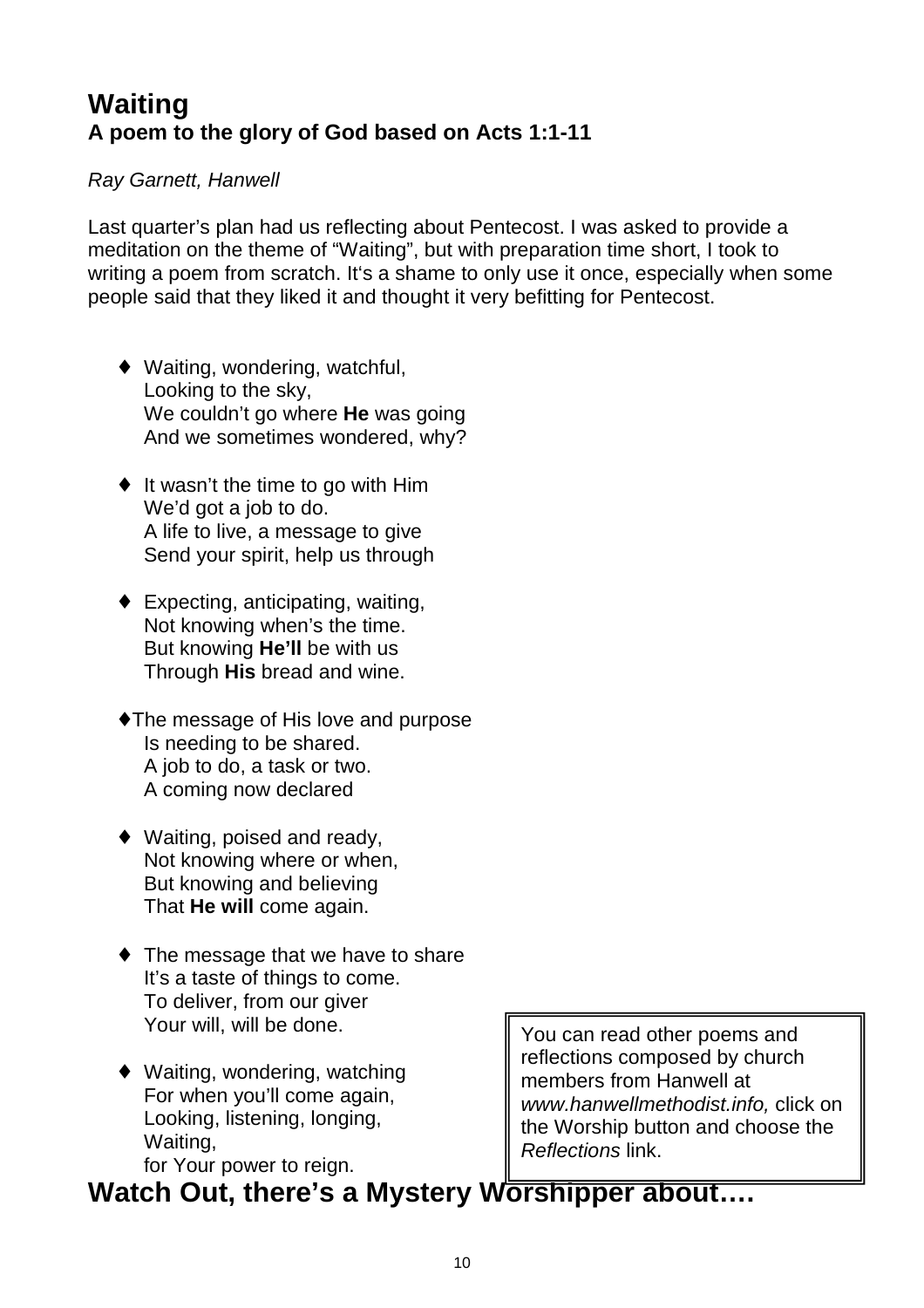# Waiting

## A poem to the glory of God based on Acts 1:1-11

*Ray Garnett, Hanwell*

Last quarter's plan had us reflecting about Pentecost. I was asked to provide a meditation on the theme of "Waiting", but with preparation time short, I took to writing a poem from scratch. It's a shame to only use it once, especially when some people said that they liked it and thought it very befitting for Pentecost.

- Waiting, wondering, watchful,  
  Looking to the sky,  
  We couldn't go where **He** was going  
  And we sometimes wondered, why?

- It wasn't the time to go with Him  
  We'd got a job to do.  
  A life to live, a message to give  
  Send your spirit, help us through

- Expecting, anticipating, waiting,  
  Not knowing when's the time.  
  But knowing **He'll** be with us  
  Through **His** bread and wine.

- The message of His love and purpose  
  Is needing to be shared.  
  A job to do, a task or two.  
  A coming now declared

- Waiting, poised and ready,  
  Not knowing where or when,  
  But knowing and believing  
  That **He will** come again.

- The message that we have to share  
  It's a taste of things to come.  
  To deliver, from our giver  
  Your will, will be done.

- Waiting, wondering, watching  
  For when you'll come again,  
  Looking, listening, longing,  
  Waiting,  
  for Your power to reign.

You can read other poems and reflections composed by church members from Hanwell at *www.hanwellmethodist.info,* click on the Worship button and choose the *Reflections* link.

# Watch Out, there's a Mystery Worshipper about….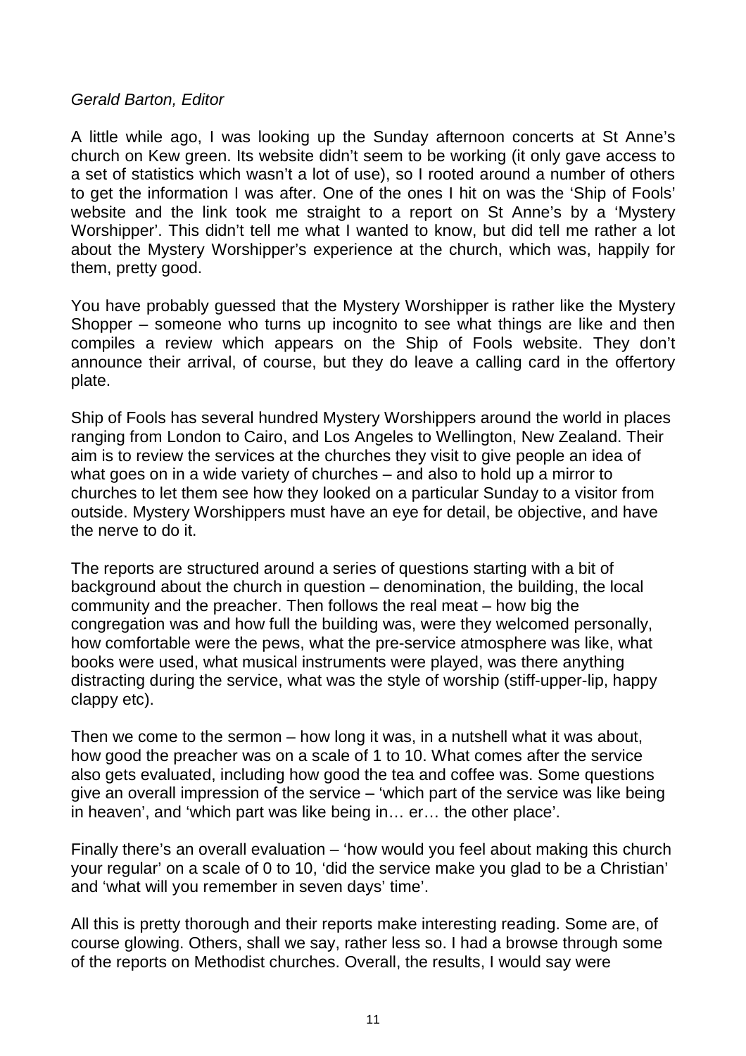*Gerald Barton, Editor*

A little while ago, I was looking up the Sunday afternoon concerts at St Anne's church on Kew green. Its website didn't seem to be working (it only gave access to a set of statistics which wasn't a lot of use), so I rooted around a number of others to get the information I was after. One of the ones I hit on was the 'Ship of Fools' website and the link took me straight to a report on St Anne's by a 'Mystery Worshipper'. This didn't tell me what I wanted to know, but did tell me rather a lot about the Mystery Worshipper's experience at the church, which was, happily for them, pretty good.

You have probably guessed that the Mystery Worshipper is rather like the Mystery Shopper – someone who turns up incognito to see what things are like and then compiles a review which appears on the Ship of Fools website. They don't announce their arrival, of course, but they do leave a calling card in the offertory plate.

Ship of Fools has several hundred Mystery Worshippers around the world in places ranging from London to Cairo, and Los Angeles to Wellington, New Zealand. Their aim is to review the services at the churches they visit to give people an idea of what goes on in a wide variety of churches – and also to hold up a mirror to churches to let them see how they looked on a particular Sunday to a visitor from outside. Mystery Worshippers must have an eye for detail, be objective, and have the nerve to do it.

The reports are structured around a series of questions starting with a bit of background about the church in question – denomination, the building, the local community and the preacher. Then follows the real meat – how big the congregation was and how full the building was, were they welcomed personally, how comfortable were the pews, what the pre-service atmosphere was like, what books were used, what musical instruments were played, was there anything distracting during the service, what was the style of worship (stiff-upper-lip, happy clappy etc).

Then we come to the sermon – how long it was, in a nutshell what it was about, how good the preacher was on a scale of 1 to 10. What comes after the service also gets evaluated, including how good the tea and coffee was. Some questions give an overall impression of the service – 'which part of the service was like being in heaven', and 'which part was like being in… er… the other place'.

Finally there's an overall evaluation – 'how would you feel about making this church your regular' on a scale of 0 to 10, 'did the service make you glad to be a Christian' and 'what will you remember in seven days' time'.

All this is pretty thorough and their reports make interesting reading. Some are, of course glowing. Others, shall we say, rather less so. I had a browse through some of the reports on Methodist churches. Overall, the results, I would say were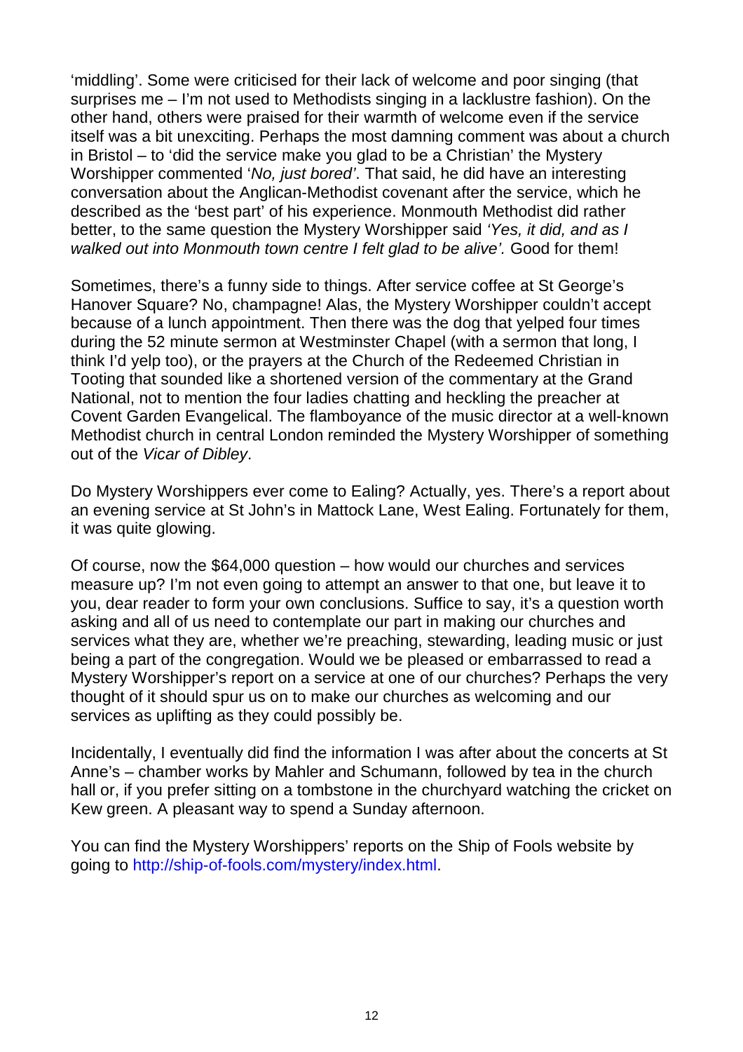'middling'. Some were criticised for their lack of welcome and poor singing (that surprises me – I'm not used to Methodists singing in a lacklustre fashion). On the other hand, others were praised for their warmth of welcome even if the service itself was a bit unexciting. Perhaps the most damning comment was about a church in Bristol – to 'did the service make you glad to be a Christian' the Mystery Worshipper commented '*No, just bored'*. That said, he did have an interesting conversation about the Anglican-Methodist covenant after the service, which he described as the 'best part' of his experience. Monmouth Methodist did rather better, to the same question the Mystery Worshipper said *'Yes, it did, and as I walked out into Monmouth town centre I felt glad to be alive'.* Good for them!

Sometimes, there's a funny side to things. After service coffee at St George's Hanover Square? No, champagne! Alas, the Mystery Worshipper couldn't accept because of a lunch appointment. Then there was the dog that yelped four times during the 52 minute sermon at Westminster Chapel (with a sermon that long, I think I'd yelp too), or the prayers at the Church of the Redeemed Christian in Tooting that sounded like a shortened version of the commentary at the Grand National, not to mention the four ladies chatting and heckling the preacher at Covent Garden Evangelical. The flamboyance of the music director at a well-known Methodist church in central London reminded the Mystery Worshipper of something out of the *Vicar of Dibley*.

Do Mystery Worshippers ever come to Ealing? Actually, yes. There's a report about an evening service at St John's in Mattock Lane, West Ealing. Fortunately for them, it was quite glowing.

Of course, now the $64,000 question – how would our churches and services measure up? I'm not even going to attempt an answer to that one, but leave it to you, dear reader to form your own conclusions. Suffice to say, it's a question worth asking and all of us need to contemplate our part in making our churches and services what they are, whether we're preaching, stewarding, leading music or just being a part of the congregation. Would we be pleased or embarrassed to read a Mystery Worshipper's report on a service at one of our churches? Perhaps the very thought of it should spur us on to make our churches as welcoming and our services as uplifting as they could possibly be.

Incidentally, I eventually did find the information I was after about the concerts at St Anne's – chamber works by Mahler and Schumann, followed by tea in the church hall or, if you prefer sitting on a tombstone in the churchyard watching the cricket on Kew green. A pleasant way to spend a Sunday afternoon.

You can find the Mystery Worshippers' reports on the Ship of Fools website by going to http://ship-of-fools.com/mystery/index.html.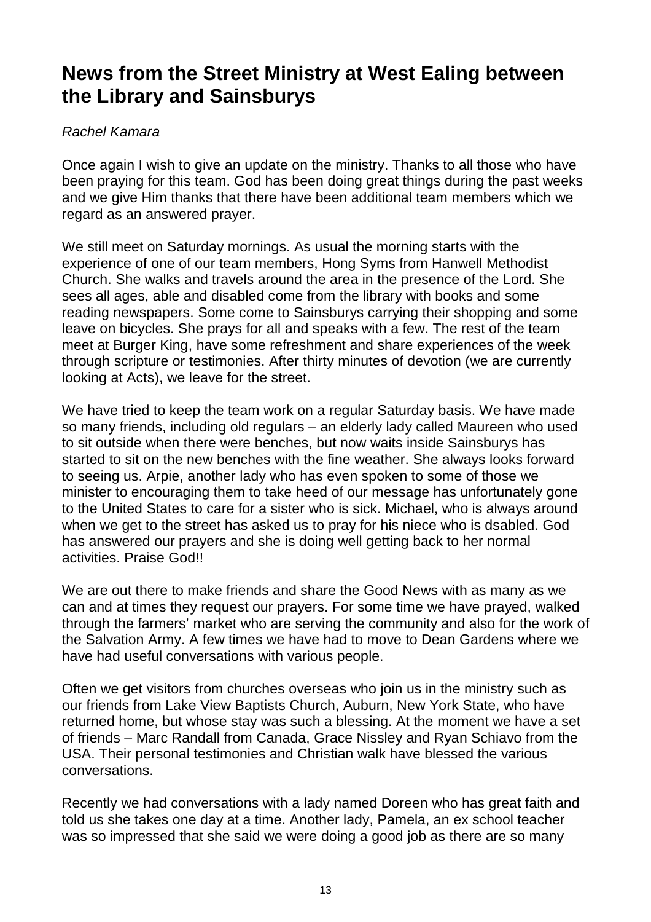# News from the Street Ministry at West Ealing between the Library and Sainsburys

*Rachel Kamara*

Once again I wish to give an update on the ministry. Thanks to all those who have been praying for this team. God has been doing great things during the past weeks and we give Him thanks that there have been additional team members which we regard as an answered prayer.

We still meet on Saturday mornings. As usual the morning starts with the experience of one of our team members, Hong Syms from Hanwell Methodist Church. She walks and travels around the area in the presence of the Lord. She sees all ages, able and disabled come from the library with books and some reading newspapers. Some come to Sainsburys carrying their shopping and some leave on bicycles. She prays for all and speaks with a few. The rest of the team meet at Burger King, have some refreshment and share experiences of the week through scripture or testimonies. After thirty minutes of devotion (we are currently looking at Acts), we leave for the street.

We have tried to keep the team work on a regular Saturday basis. We have made so many friends, including old regulars – an elderly lady called Maureen who used to sit outside when there were benches, but now waits inside Sainsburys has started to sit on the new benches with the fine weather. She always looks forward to seeing us. Arpie, another lady who has even spoken to some of those we minister to encouraging them to take heed of our message has unfortunately gone to the United States to care for a sister who is sick. Michael, who is always around when we get to the street has asked us to pray for his niece who is dsabled. God has answered our prayers and she is doing well getting back to her normal activities. Praise God!!

We are out there to make friends and share the Good News with as many as we can and at times they request our prayers. For some time we have prayed, walked through the farmers' market who are serving the community and also for the work of the Salvation Army. A few times we have had to move to Dean Gardens where we have had useful conversations with various people.

Often we get visitors from churches overseas who join us in the ministry such as our friends from Lake View Baptists Church, Auburn, New York State, who have returned home, but whose stay was such a blessing. At the moment we have a set of friends – Marc Randall from Canada, Grace Nissley and Ryan Schiavo from the USA. Their personal testimonies and Christian walk have blessed the various conversations.

Recently we had conversations with a lady named Doreen who has great faith and told us she takes one day at a time. Another lady, Pamela, an ex school teacher was so impressed that she said we were doing a good job as there are so many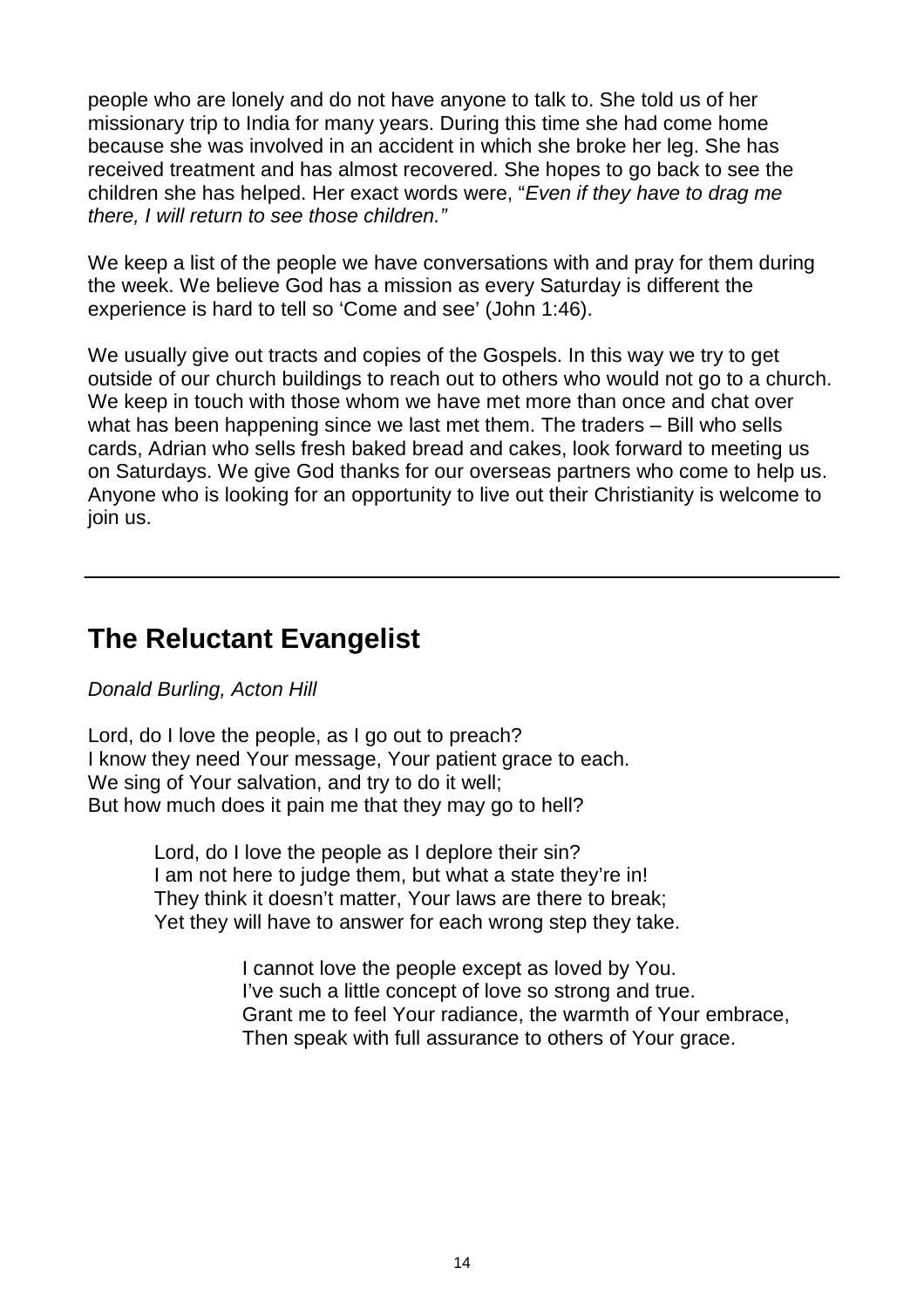people who are lonely and do not have anyone to talk to. She told us of her missionary trip to India for many years. During this time she had come home because she was involved in an accident in which she broke her leg. She has received treatment and has almost recovered. She hopes to go back to see the children she has helped. Her exact words were, "*Even if they have to drag me there, I will return to see those children."*

We keep a list of the people we have conversations with and pray for them during the week. We believe God has a mission as every Saturday is different the experience is hard to tell so 'Come and see' (John 1:46).

We usually give out tracts and copies of the Gospels. In this way we try to get outside of our church buildings to reach out to others who would not go to a church. We keep in touch with those whom we have met more than once and chat over what has been happening since we last met them. The traders – Bill who sells cards, Adrian who sells fresh baked bread and cakes, look forward to meeting us on Saturdays. We give God thanks for our overseas partners who come to help us. Anyone who is looking for an opportunity to live out their Christianity is welcome to join us.

---

## The Reluctant Evangelist

*Donald Burling, Acton Hill*

Lord, do I love the people, as I go out to preach?
I know they need Your message, Your patient grace to each.
We sing of Your salvation, and try to do it well;
But how much does it pain me that they may go to hell?

Lord, do I love the people as I deplore their sin?
I am not here to judge them, but what a state they're in!
They think it doesn't matter, Your laws are there to break;
Yet they will have to answer for each wrong step they take.

I cannot love the people except as loved by You.
I've such a little concept of love so strong and true.
Grant me to feel Your radiance, the warmth of Your embrace,
Then speak with full assurance to others of Your grace.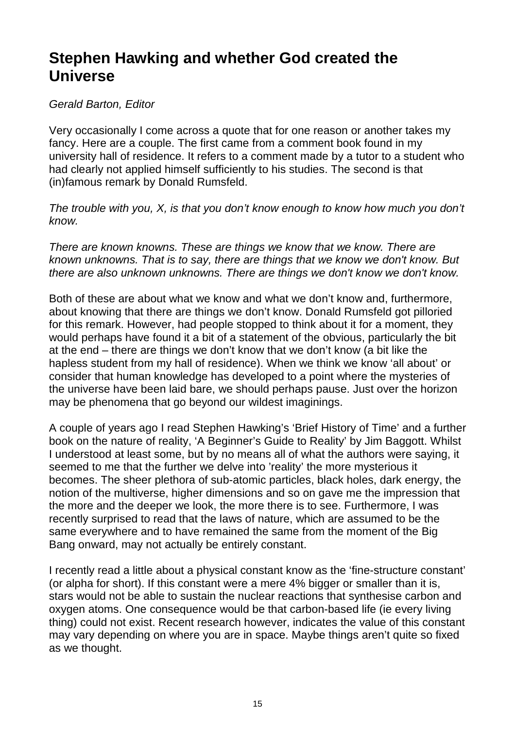# Stephen Hawking and whether God created the Universe

*Gerald Barton, Editor*

Very occasionally I come across a quote that for one reason or another takes my fancy. Here are a couple. The first came from a comment book found in my university hall of residence. It refers to a comment made by a tutor to a student who had clearly not applied himself sufficiently to his studies. The second is that (in)famous remark by Donald Rumsfeld.

*The trouble with you, X, is that you don't know enough to know how much you don't know.*

*There are known knowns. These are things we know that we know. There are known unknowns. That is to say, there are things that we know we don't know. But there are also unknown unknowns. There are things we don't know we don't know.*

Both of these are about what we know and what we don't know and, furthermore, about knowing that there are things we don't know. Donald Rumsfeld got pilloried for this remark. However, had people stopped to think about it for a moment, they would perhaps have found it a bit of a statement of the obvious, particularly the bit at the end – there are things we don't know that we don't know (a bit like the hapless student from my hall of residence). When we think we know 'all about' or consider that human knowledge has developed to a point where the mysteries of the universe have been laid bare, we should perhaps pause. Just over the horizon may be phenomena that go beyond our wildest imaginings.

A couple of years ago I read Stephen Hawking's 'Brief History of Time' and a further book on the nature of reality, 'A Beginner's Guide to Reality' by Jim Baggott. Whilst I understood at least some, but by no means all of what the authors were saying, it seemed to me that the further we delve into 'reality' the more mysterious it becomes. The sheer plethora of sub-atomic particles, black holes, dark energy, the notion of the multiverse, higher dimensions and so on gave me the impression that the more and the deeper we look, the more there is to see. Furthermore, I was recently surprised to read that the laws of nature, which are assumed to be the same everywhere and to have remained the same from the moment of the Big Bang onward, may not actually be entirely constant.

I recently read a little about a physical constant know as the 'fine-structure constant' (or alpha for short). If this constant were a mere 4% bigger or smaller than it is, stars would not be able to sustain the nuclear reactions that synthesise carbon and oxygen atoms. One consequence would be that carbon-based life (ie every living thing) could not exist. Recent research however, indicates the value of this constant may vary depending on where you are in space. Maybe things aren't quite so fixed as we thought.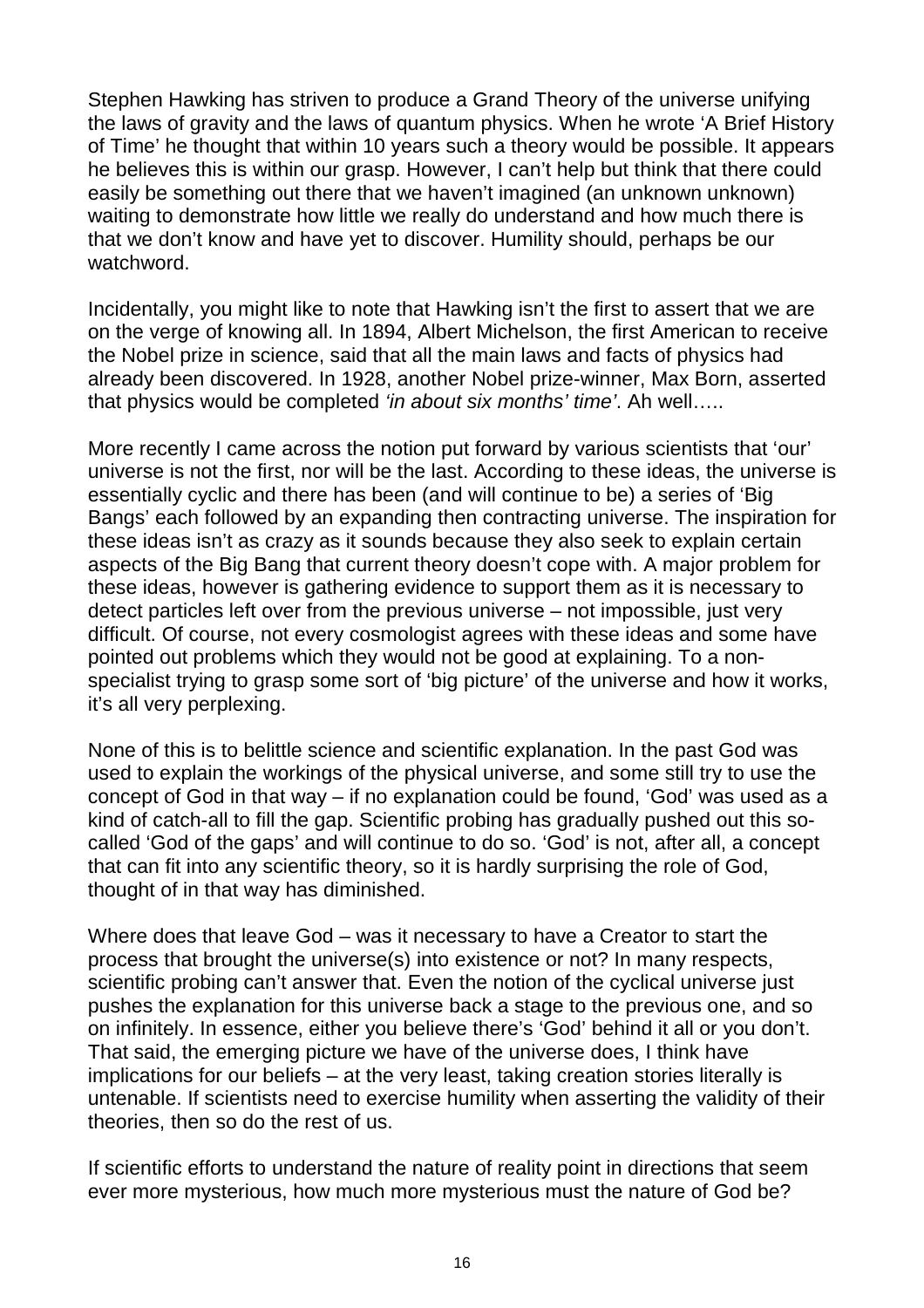Stephen Hawking has striven to produce a Grand Theory of the universe unifying the laws of gravity and the laws of quantum physics. When he wrote 'A Brief History of Time' he thought that within 10 years such a theory would be possible. It appears he believes this is within our grasp. However, I can't help but think that there could easily be something out there that we haven't imagined (an unknown unknown) waiting to demonstrate how little we really do understand and how much there is that we don't know and have yet to discover. Humility should, perhaps be our watchword.

Incidentally, you might like to note that Hawking isn't the first to assert that we are on the verge of knowing all. In 1894, Albert Michelson, the first American to receive the Nobel prize in science, said that all the main laws and facts of physics had already been discovered. In 1928, another Nobel prize-winner, Max Born, asserted that physics would be completed *'in about six months' time'*. Ah well…..

More recently I came across the notion put forward by various scientists that 'our' universe is not the first, nor will be the last. According to these ideas, the universe is essentially cyclic and there has been (and will continue to be) a series of 'Big Bangs' each followed by an expanding then contracting universe. The inspiration for these ideas isn't as crazy as it sounds because they also seek to explain certain aspects of the Big Bang that current theory doesn't cope with. A major problem for these ideas, however is gathering evidence to support them as it is necessary to detect particles left over from the previous universe – not impossible, just very difficult. Of course, not every cosmologist agrees with these ideas and some have pointed out problems which they would not be good at explaining. To a non-specialist trying to grasp some sort of 'big picture' of the universe and how it works, it's all very perplexing.

None of this is to belittle science and scientific explanation. In the past God was used to explain the workings of the physical universe, and some still try to use the concept of God in that way – if no explanation could be found, 'God' was used as a kind of catch-all to fill the gap. Scientific probing has gradually pushed out this so-called 'God of the gaps' and will continue to do so. 'God' is not, after all, a concept that can fit into any scientific theory, so it is hardly surprising the role of God, thought of in that way has diminished.

Where does that leave God – was it necessary to have a Creator to start the process that brought the universe(s) into existence or not? In many respects, scientific probing can't answer that. Even the notion of the cyclical universe just pushes the explanation for this universe back a stage to the previous one, and so on infinitely. In essence, either you believe there's 'God' behind it all or you don't. That said, the emerging picture we have of the universe does, I think have implications for our beliefs – at the very least, taking creation stories literally is untenable. If scientists need to exercise humility when asserting the validity of their theories, then so do the rest of us.

If scientific efforts to understand the nature of reality point in directions that seem ever more mysterious, how much more mysterious must the nature of God be?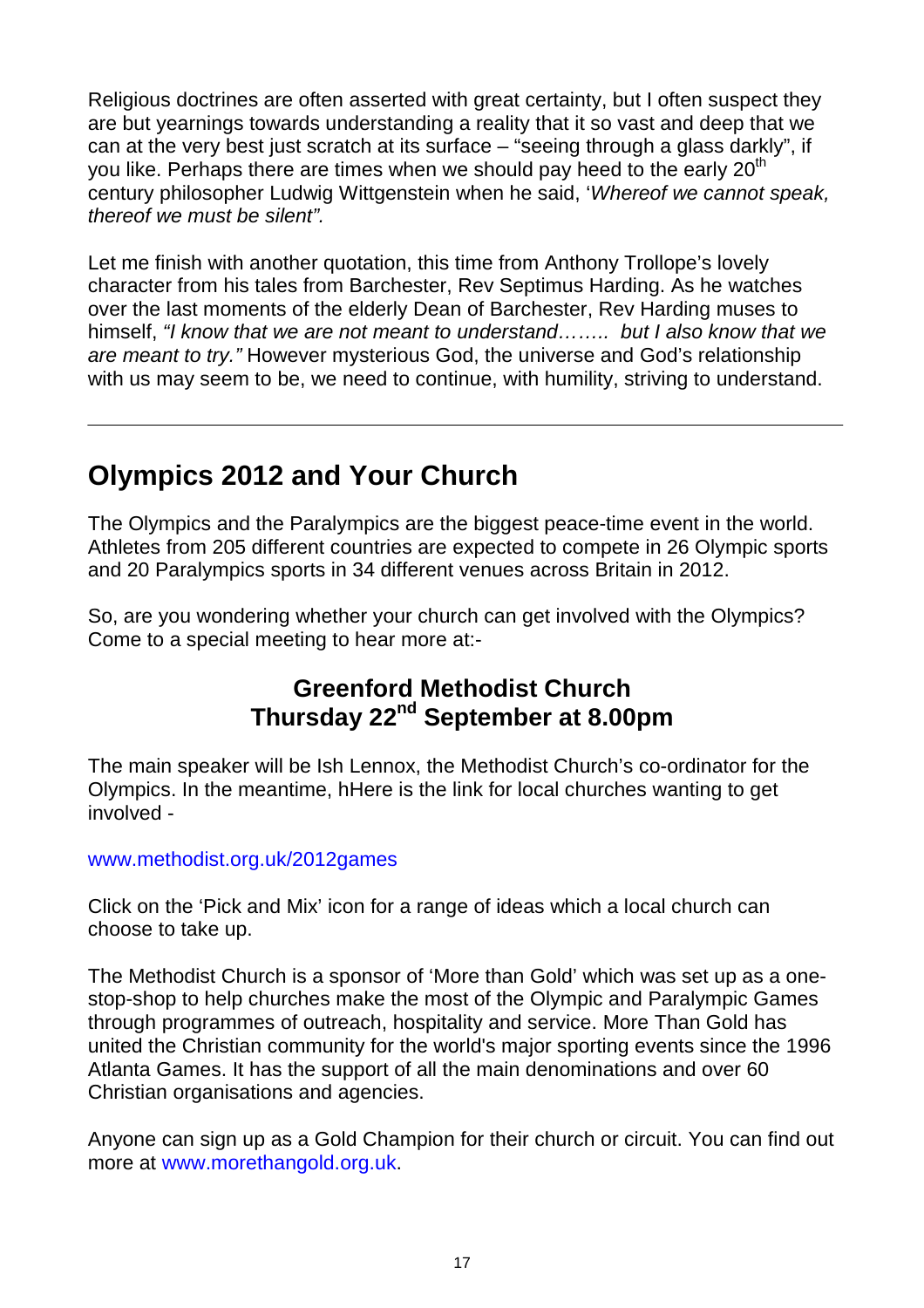Religious doctrines are often asserted with great certainty, but I often suspect they are but yearnings towards understanding a reality that it so vast and deep that we can at the very best just scratch at its surface – "seeing through a glass darkly", if you like. Perhaps there are times when we should pay heed to the early 20th century philosopher Ludwig Wittgenstein when he said, '*Whereof we cannot speak, thereof we must be silent".*

Let me finish with another quotation, this time from Anthony Trollope's lovely character from his tales from Barchester, Rev Septimus Harding. As he watches over the last moments of the elderly Dean of Barchester, Rev Harding muses to himself, *"I know that we are not meant to understand…….. but I also know that we are meant to try."* However mysterious God, the universe and God's relationship with us may seem to be, we need to continue, with humility, striving to understand.

---

## Olympics 2012 and Your Church

The Olympics and the Paralympics are the biggest peace-time event in the world. Athletes from 205 different countries are expected to compete in 26 Olympic sports and 20 Paralympics sports in 34 different venues across Britain in 2012.

So, are you wondering whether your church can get involved with the Olympics? Come to a special meeting to hear more at:-

### Greenford Methodist Church
### Thursday 22nd September at 8.00pm

The main speaker will be Ish Lennox, the Methodist Church's co-ordinator for the Olympics. In the meantime, hHere is the link for local churches wanting to get involved -

www.methodist.org.uk/2012games

Click on the 'Pick and Mix' icon for a range of ideas which a local church can choose to take up.

The Methodist Church is a sponsor of 'More than Gold' which was set up as a one-stop-shop to help churches make the most of the Olympic and Paralympic Games through programmes of outreach, hospitality and service. More Than Gold has united the Christian community for the world's major sporting events since the 1996 Atlanta Games. It has the support of all the main denominations and over 60 Christian organisations and agencies.

Anyone can sign up as a Gold Champion for their church or circuit. You can find out more at www.morethangold.org.uk.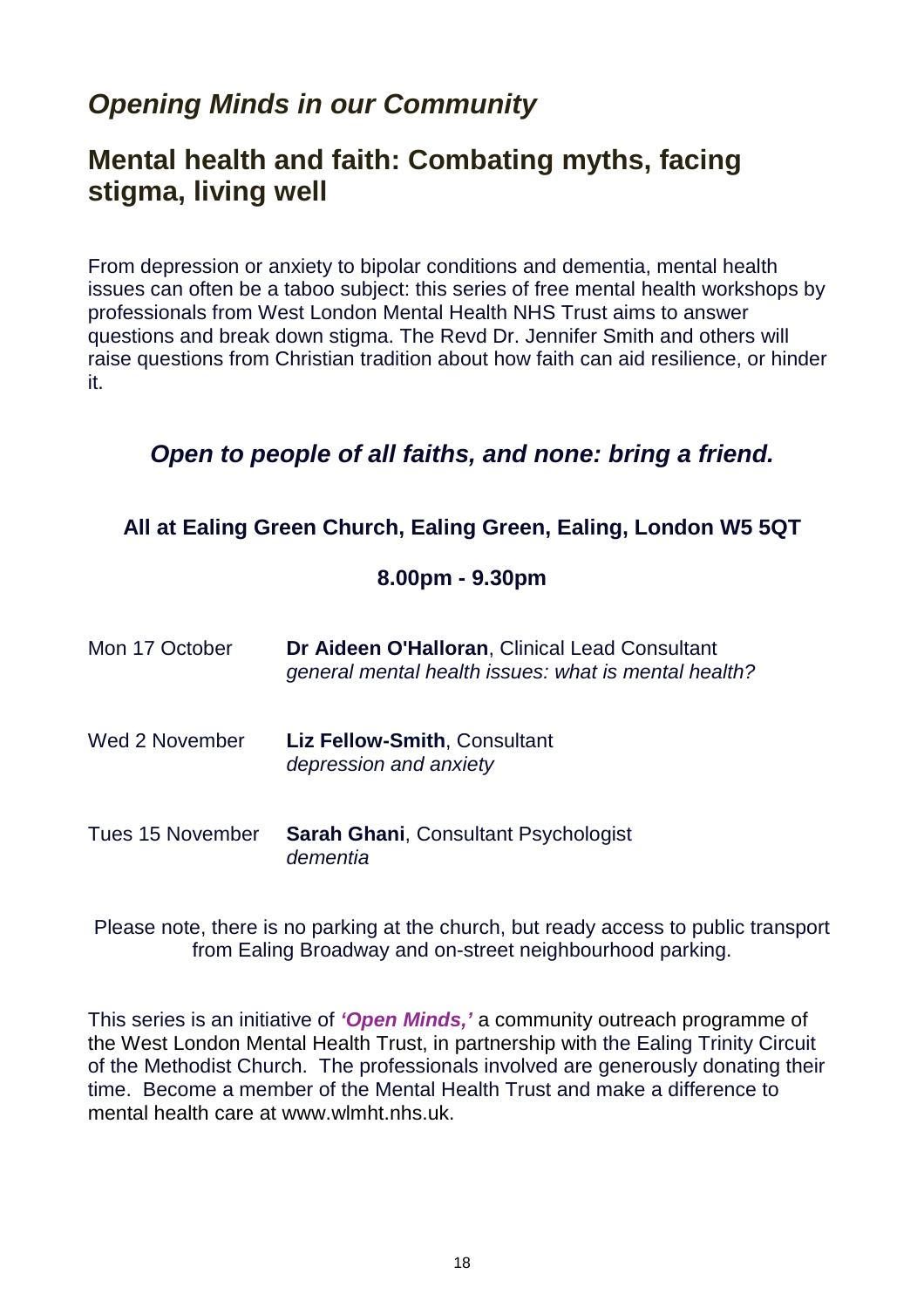## *Opening Minds in our Community*

## Mental health and faith: Combating myths, facing stigma, living well

From depression or anxiety to bipolar conditions and dementia, mental health issues can often be a taboo subject: this series of free mental health workshops by professionals from West London Mental Health NHS Trust aims to answer questions and break down stigma. The Revd Dr. Jennifer Smith and others will raise questions from Christian tradition about how faith can aid resilience, or hinder it.

### *Open to people of all faiths, and none: bring a friend.*

**All at Ealing Green Church, Ealing Green, Ealing, London W5 5QT**

**8.00pm - 9.30pm**

Mon 17 October — **Dr Aideen O'Halloran**, Clinical Lead Consultant
*general mental health issues: what is mental health?*

Wed 2 November — **Liz Fellow-Smith**, Consultant
*depression and anxiety*

Tues 15 November — **Sarah Ghani**, Consultant Psychologist
*dementia*

Please note, there is no parking at the church, but ready access to public transport from Ealing Broadway and on-street neighbourhood parking.

This series is an initiative of ***'Open Minds,'*** a community outreach programme of the West London Mental Health Trust, in partnership with the Ealing Trinity Circuit of the Methodist Church. The professionals involved are generously donating their time. Become a member of the Mental Health Trust and make a difference to mental health care at www.wlmht.nhs.uk.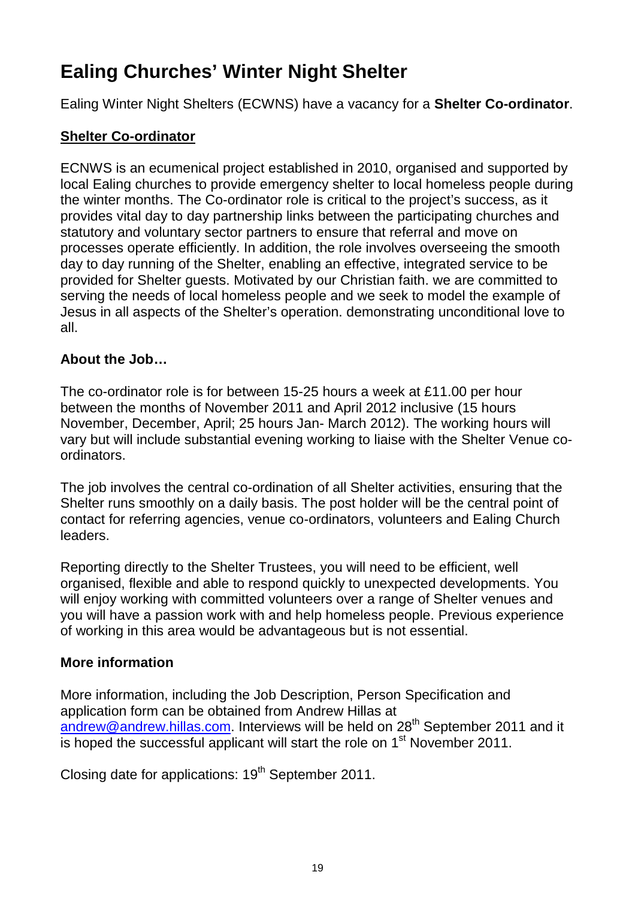# Ealing Churches' Winter Night Shelter

Ealing Winter Night Shelters (ECWNS) have a vacancy for a **Shelter Co-ordinator**.

## Shelter Co-ordinator

ECNWS is an ecumenical project established in 2010, organised and supported by local Ealing churches to provide emergency shelter to local homeless people during the winter months. The Co-ordinator role is critical to the project's success, as it provides vital day to day partnership links between the participating churches and statutory and voluntary sector partners to ensure that referral and move on processes operate efficiently. In addition, the role involves overseeing the smooth day to day running of the Shelter, enabling an effective, integrated service to be provided for Shelter guests. Motivated by our Christian faith. we are committed to serving the needs of local homeless people and we seek to model the example of Jesus in all aspects of the Shelter's operation. demonstrating unconditional love to all.

### About the Job…

The co-ordinator role is for between 15-25 hours a week at £11.00 per hour between the months of November 2011 and April 2012 inclusive (15 hours November, December, April; 25 hours Jan- March 2012). The working hours will vary but will include substantial evening working to liaise with the Shelter Venue co-ordinators.

The job involves the central co-ordination of all Shelter activities, ensuring that the Shelter runs smoothly on a daily basis. The post holder will be the central point of contact for referring agencies, venue co-ordinators, volunteers and Ealing Church leaders.

Reporting directly to the Shelter Trustees, you will need to be efficient, well organised, flexible and able to respond quickly to unexpected developments. You will enjoy working with committed volunteers over a range of Shelter venues and you will have a passion work with and help homeless people. Previous experience of working in this area would be advantageous but is not essential.

### More information

More information, including the Job Description, Person Specification and application form can be obtained from Andrew Hillas at andrew@andrew.hillas.com. Interviews will be held on 28th September 2011 and it is hoped the successful applicant will start the role on 1st November 2011.

Closing date for applications: 19th September 2011.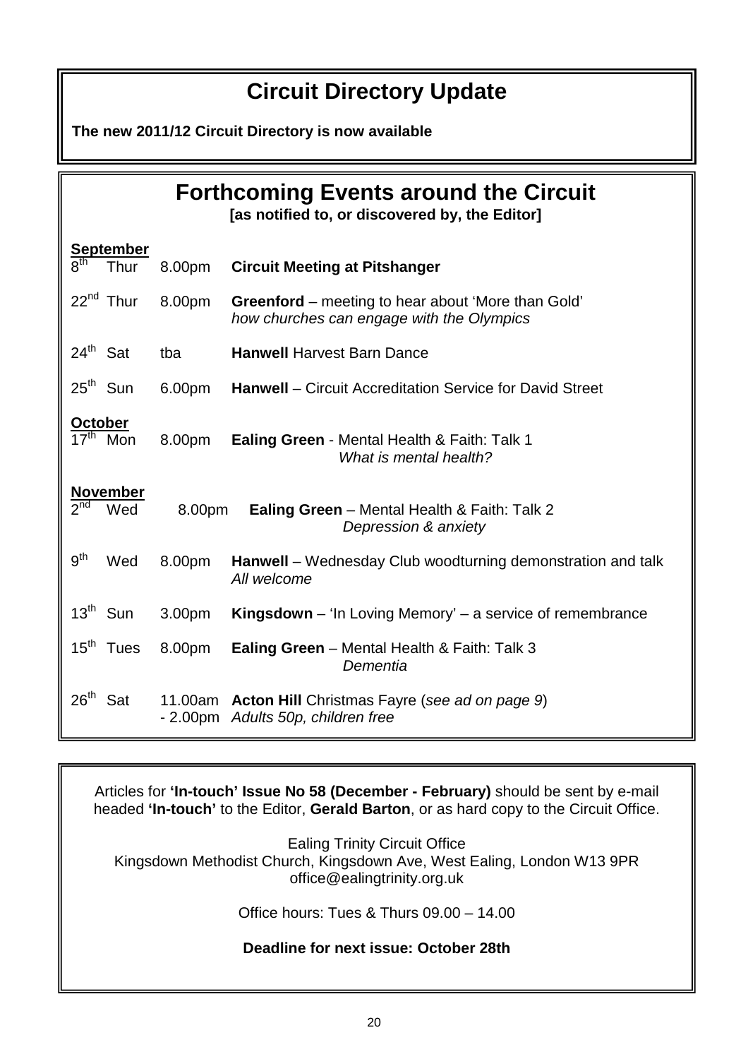# Circuit Directory Update

**The new 2011/12 Circuit Directory is now available**

# Forthcoming Events around the Circuit

**[as notified to, or discovered by, the Editor]**

**September**

| | | | |
|---|---|---|---|
| 8th | Thur | 8.00pm | **Circuit Meeting at Pitshanger** |
| 22nd | Thur | 8.00pm | **Greenford** – meeting to hear about 'More than Gold' *how churches can engage with the Olympics* |
| 24th | Sat | tba | **Hanwell** Harvest Barn Dance |
| 25th | Sun | 6.00pm | **Hanwell** – Circuit Accreditation Service for David Street |

**October**

| | | | |
|---|---|---|---|
| 17th | Mon | 8.00pm | **Ealing Green** - Mental Health & Faith: Talk 1 *What is mental health?* |

**November**

| | | | |
|---|---|---|---|
| 2nd | Wed | 8.00pm | **Ealing Green** – Mental Health & Faith: Talk 2 *Depression & anxiety* |
| 9th | Wed | 8.00pm | **Hanwell** – Wednesday Club woodturning demonstration and talk *All welcome* |
| 13th | Sun | 3.00pm | **Kingsdown** – 'In Loving Memory' – a service of remembrance |
| 15th | Tues | 8.00pm | **Ealing Green** – Mental Health & Faith: Talk 3 *Dementia* |
| 26th | Sat | 11.00am - 2.00pm | **Acton Hill** Christmas Fayre (*see ad on page 9*) *Adults 50p, children free* |

Articles for **'In-touch' Issue No 58 (December - February)** should be sent by e-mail headed **'In-touch'** to the Editor, **Gerald Barton**, or as hard copy to the Circuit Office.

Ealing Trinity Circuit Office
Kingsdown Methodist Church, Kingsdown Ave, West Ealing, London W13 9PR
office@ealingtrinity.org.uk

Office hours: Tues & Thurs 09.00 – 14.00

**Deadline for next issue: October 28th**